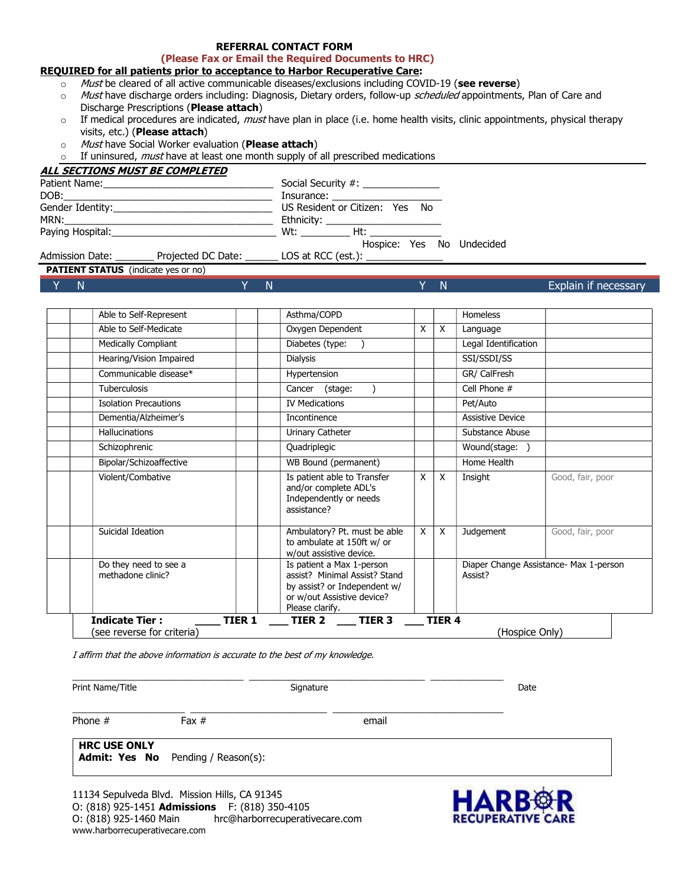## REFERRAL CONTACT FORM

**(Please Fax or Email the Required Documents to HRC)**

**REQUIRED for all patients prior to acceptance to Harbor Recuperative Care:**

- *Must* be cleared of all active communicable diseases/exclusions including COVID-19 (**see reverse**)
- *Must* have discharge orders including: Diagnosis, Dietary orders, follow-up *scheduled* appointments, Plan of Care and Discharge Prescriptions (**Please attach**)
- If medical procedures are indicated, *must* have plan in place (i.e. home health visits, clinic appointments, physical therapy visits, etc.) (**Please attach**)
- *Must* have Social Worker evaluation (**Please attach**)
- If uninsured, *must* have at least one month supply of all prescribed medications

***ALL SECTIONS MUST BE COMPLETED***

Patient Name:_______________________________ Social Security #: ______________

DOB:_______________________________ Insurance: ____________________

Gender Identity:_______________________________ US Resident or Citizen: Yes No

MRN:_______________________________ Ethnicity: ____________________

Paying Hospital:_______________________________ Wt: _________ Ht: _____________

Hospice: Yes No Undecided

Admission Date: _______ Projected DC Date: ______ LOS at RCC (est.): ______________

**PATIENT STATUS** (indicate yes or no)

| Y | N | | Y | N | | Y | N | | Explain if necessary |
|---|---|---|---|---|---|---|---|---|---|
| | | Able to Self-Represent | | | Asthma/COPD | | | Homeless | |
| | | Able to Self-Medicate | | | Oxygen Dependent | X | X | Language | |
| | | Medically Compliant | | | Diabetes (type: ) | | | Legal Identification | |
| | | Hearing/Vision Impaired | | | Dialysis | | | SSI/SSDI/SS | |
| | | Communicable disease* | | | Hypertension | | | GR/ CalFresh | |
| | | Tuberculosis | | | Cancer (stage: ) | | | Cell Phone # | |
| | | Isolation Precautions | | | IV Medications | | | Pet/Auto | |
| | | Dementia/Alzheimer's | | | Incontinence | | | Assistive Device | |
| | | Hallucinations | | | Urinary Catheter | | | Substance Abuse | |
| | | Schizophrenic | | | Quadriplegic | | | Wound(stage: ) | |
| | | Bipolar/Schizoaffective | | | WB Bound (permanent) | | | Home Health | |
| | | Violent/Combative | | | Is patient able to Transfer and/or complete ADL's Independently or needs assistance? | X | X | Insight | Good, fair, poor |
| | | Suicidal Ideation | | | Ambulatory? Pt. must be able to ambulate at 150ft w/ or w/out assistive device. | X | X | Judgement | Good, fair, poor |
| | | Do they need to see a methadone clinic? | | | Is patient a Max 1-person assist? Minimal Assist? Stand by assist? or Independent w/ or w/out Assistive device? Please clarify. | | | Diaper Change Assistance- Max 1-person Assist? | |

**Indicate Tier :** ____ **TIER 1** ___ **TIER 2** ___ **TIER 3** ___ **TIER 4**

(see reverse for criteria) (Hospice Only)

*I affirm that the above information is accurate to the best of my knowledge.*

_______________________________ _______________________________ ______________

Print Name/Title Signature Date

_____________________ _______________________ _______________________________

Phone # Fax # email

**HRC USE ONLY**

**Admit: Yes No** Pending / Reason(s):

11134 Sepulveda Blvd. Mission Hills, CA 91345

O: (818) 925-1451 **Admissions** F: (818) 350-4105

O: (818) 925-1460 Main hrc@harborrecuperativecare.com

www.harborrecuperativecare.com

HARBOR RECUPERATIVE CARE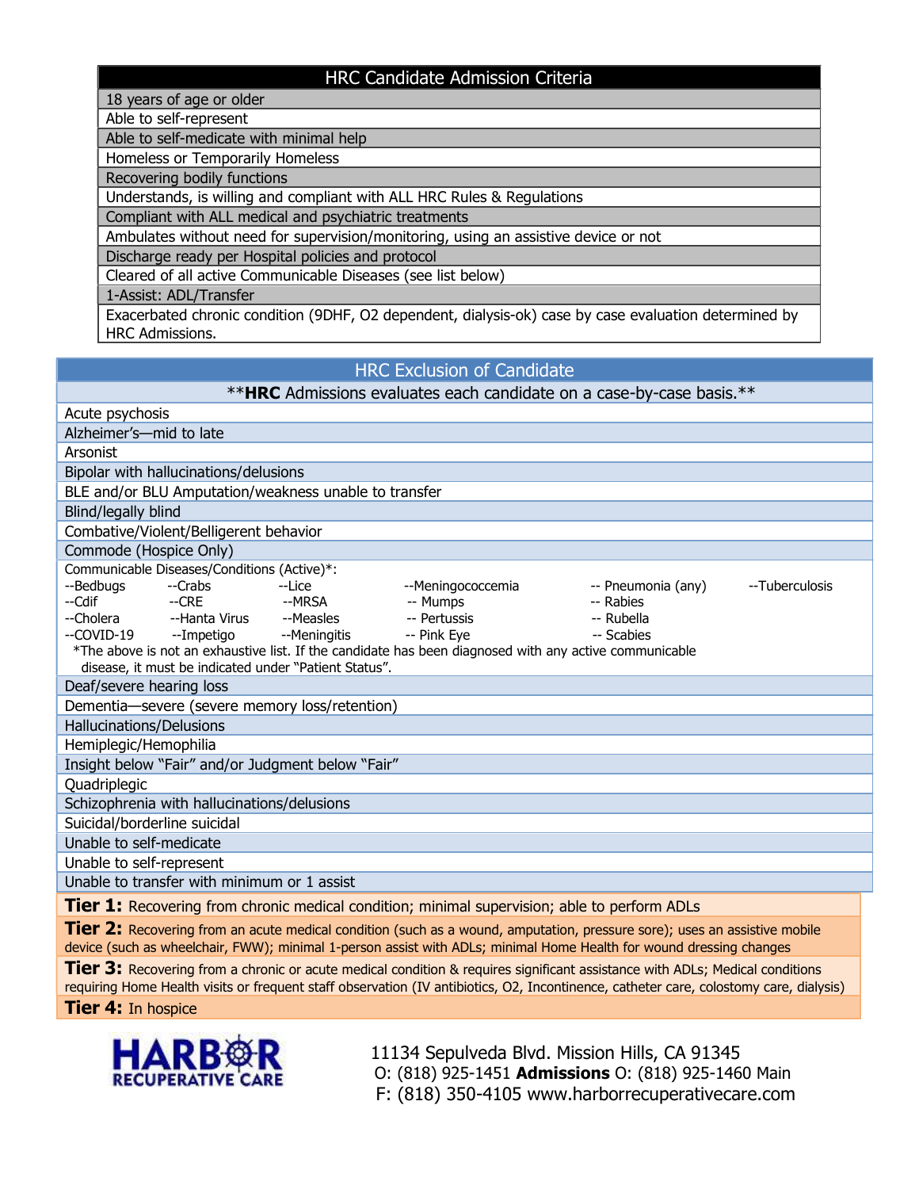| HRC Candidate Admission Criteria |
| --- |
| 18 years of age or older |
| Able to self-represent |
| Able to self-medicate with minimal help |
| Homeless or Temporarily Homeless |
| Recovering bodily functions |
| Understands, is willing and compliant with ALL HRC Rules & Regulations |
| Compliant with ALL medical and psychiatric treatments |
| Ambulates without need for supervision/monitoring, using an assistive device or not |
| Discharge ready per Hospital policies and protocol |
| Cleared of all active Communicable Diseases (see list below) |
| 1-Assist: ADL/Transfer |
| Exacerbated chronic condition (9DHF, O2 dependent, dialysis-ok) case by case evaluation determined by HRC Admissions. |

| HRC Exclusion of Candidate |
| --- |
| **HRC** Admissions evaluates each candidate on a case-by-case basis.** |
| Acute psychosis |
| Alzheimer's—mid to late |
| Arsonist |
| Bipolar with hallucinations/delusions |
| BLE and/or BLU Amputation/weakness unable to transfer |
| Blind/legally blind |
| Combative/Violent/Belligerent behavior |
| Commode (Hospice Only) |
| Communicable Diseases/Conditions (Active)*: --Bedbugs --Crabs --Lice --Meningococcemia -- Pneumonia (any) --Tuberculosis --Cdif --CRE --MRSA -- Mumps -- Rabies --Cholera --Hanta Virus --Measles -- Pertussis -- Rubella --COVID-19 --Impetigo --Meningitis -- Pink Eye -- Scabies *The above is not an exhaustive list. If the candidate has been diagnosed with any active communicable disease, it must be indicated under "Patient Status". |
| Deaf/severe hearing loss |
| Dementia—severe (severe memory loss/retention) |
| Hallucinations/Delusions |
| Hemiplegic/Hemophilia |
| Insight below "Fair" and/or Judgment below "Fair" |
| Quadriplegic |
| Schizophrenia with hallucinations/delusions |
| Suicidal/borderline suicidal |
| Unable to self-medicate |
| Unable to self-represent |
| Unable to transfer with minimum or 1 assist |

**Tier 1:** Recovering from chronic medical condition; minimal supervision; able to perform ADLs

**Tier 2:** Recovering from an acute medical condition (such as a wound, amputation, pressure sore); uses an assistive mobile device (such as wheelchair, FWW); minimal 1-person assist with ADLs; minimal Home Health for wound dressing changes

**Tier 3:** Recovering from a chronic or acute medical condition & requires significant assistance with ADLs; Medical conditions requiring Home Health visits or frequent staff observation (IV antibiotics, O2, Incontinence, catheter care, colostomy care, dialysis)

**Tier 4:** In hospice

HARBOR RECUPERATIVE CARE

11134 Sepulveda Blvd. Mission Hills, CA 91345
O: (818) 925-1451 **Admissions** O: (818) 925-1460 Main
F: (818) 350-4105 www.harborrecuperativecare.com